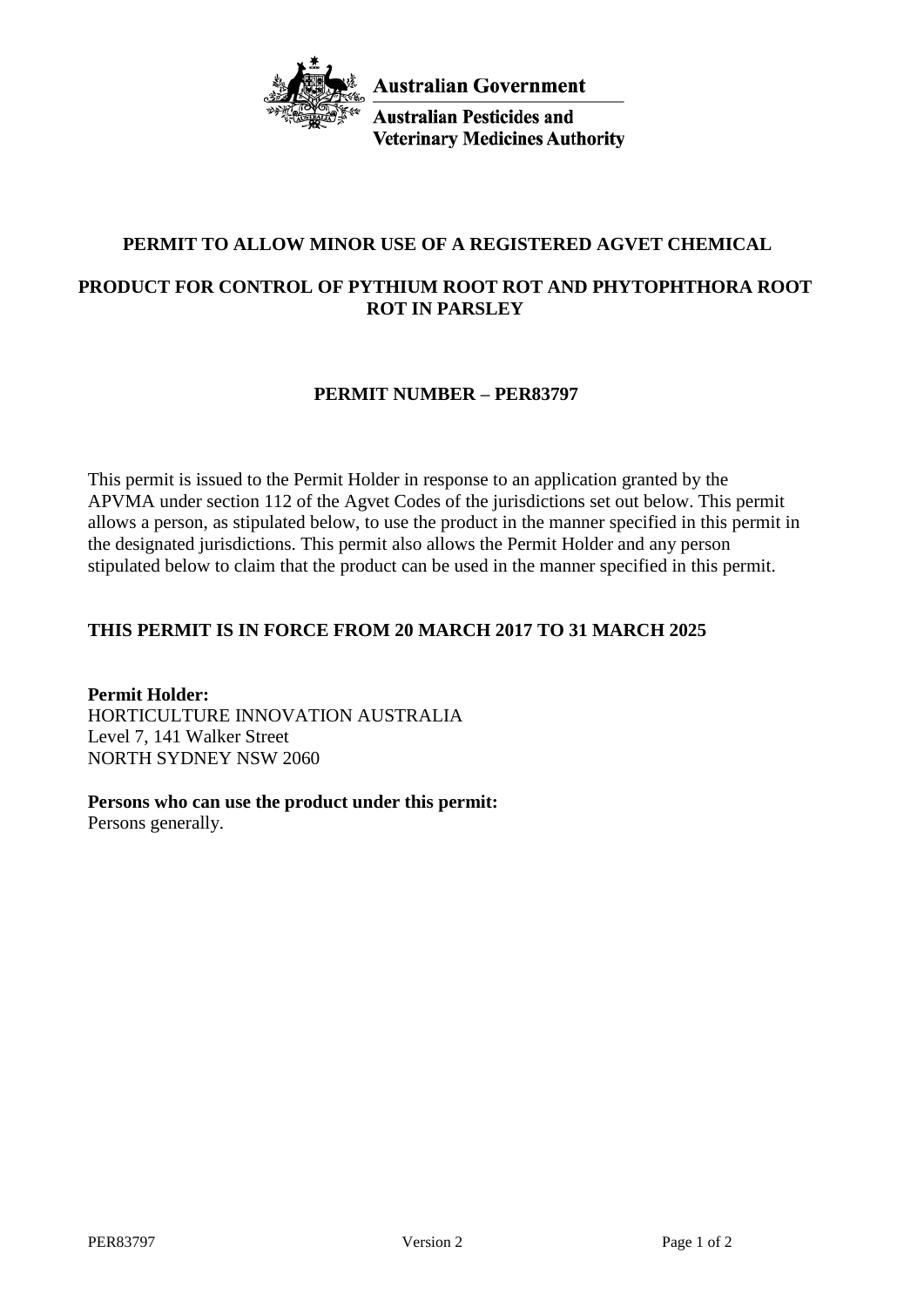Australian Government

Australian Pesticides and Veterinary Medicines Authority

# PERMIT TO ALLOW MINOR USE OF A REGISTERED AGVET CHEMICAL

## PRODUCT FOR CONTROL OF PYTHIUM ROOT ROT AND PHYTOPHTHORA ROOT ROT IN PARSLEY

## PERMIT NUMBER – PER83797

This permit is issued to the Permit Holder in response to an application granted by the APVMA under section 112 of the Agvet Codes of the jurisdictions set out below. This permit allows a person, as stipulated below, to use the product in the manner specified in this permit in the designated jurisdictions. This permit also allows the Permit Holder and any person stipulated below to claim that the product can be used in the manner specified in this permit.

**THIS PERMIT IS IN FORCE FROM 20 MARCH 2017 TO 31 MARCH 2025**

**Permit Holder:**
HORTICULTURE INNOVATION AUSTRALIA
Level 7, 141 Walker Street
NORTH SYDNEY NSW 2060

**Persons who can use the product under this permit:**
Persons generally.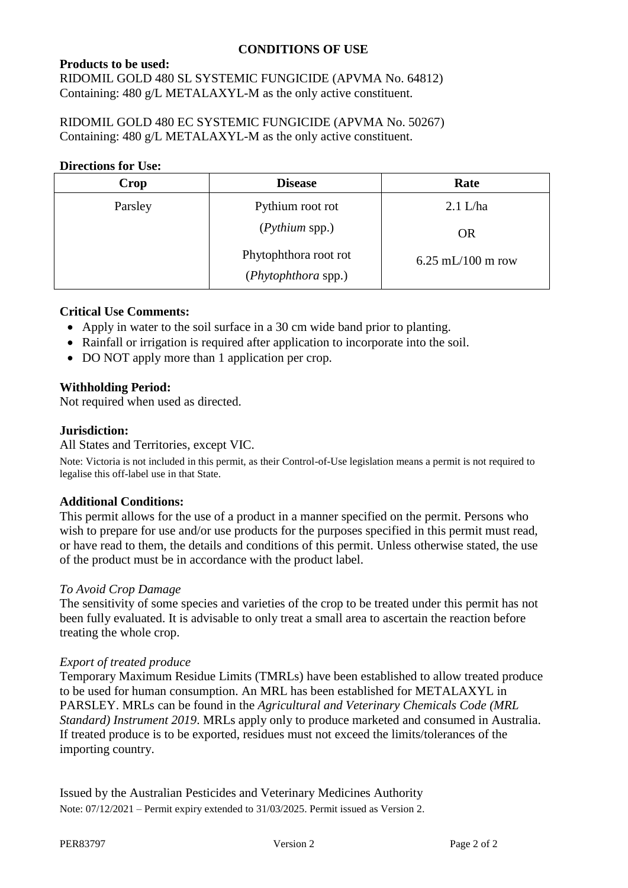## CONDITIONS OF USE

**Products to be used:**

RIDOMIL GOLD 480 SL SYSTEMIC FUNGICIDE (APVMA No. 64812)
Containing: 480 g/L METALAXYL-M as the only active constituent.

RIDOMIL GOLD 480 EC SYSTEMIC FUNGICIDE (APVMA No. 50267)
Containing: 480 g/L METALAXYL-M as the only active constituent.

**Directions for Use:**

| Crop | Disease | Rate |
|---|---|---|
| Parsley | Pythium root rot (*Pythium* spp.)<br>Phytophthora root rot (*Phytophthora* spp.) | 2.1 L/ha<br>OR<br>6.25 mL/100 m row |

**Critical Use Comments:**

- Apply in water to the soil surface in a 30 cm wide band prior to planting.
- Rainfall or irrigation is required after application to incorporate into the soil.
- DO NOT apply more than 1 application per crop.

**Withholding Period:**

Not required when used as directed.

**Jurisdiction:**

All States and Territories, except VIC.

Note: Victoria is not included in this permit, as their Control-of-Use legislation means a permit is not required to legalise this off-label use in that State.

**Additional Conditions:**

This permit allows for the use of a product in a manner specified on the permit. Persons who wish to prepare for use and/or use products for the purposes specified in this permit must read, or have read to them, the details and conditions of this permit. Unless otherwise stated, the use of the product must be in accordance with the product label.

*To Avoid Crop Damage*

The sensitivity of some species and varieties of the crop to be treated under this permit has not been fully evaluated. It is advisable to only treat a small area to ascertain the reaction before treating the whole crop.

*Export of treated produce*

Temporary Maximum Residue Limits (TMRLs) have been established to allow treated produce to be used for human consumption. An MRL has been established for METALAXYL in PARSLEY. MRLs can be found in the *Agricultural and Veterinary Chemicals Code (MRL Standard) Instrument 2019*. MRLs apply only to produce marketed and consumed in Australia. If treated produce is to be exported, residues must not exceed the limits/tolerances of the importing country.

Issued by the Australian Pesticides and Veterinary Medicines Authority

Note: 07/12/2021 – Permit expiry extended to 31/03/2025. Permit issued as Version 2.